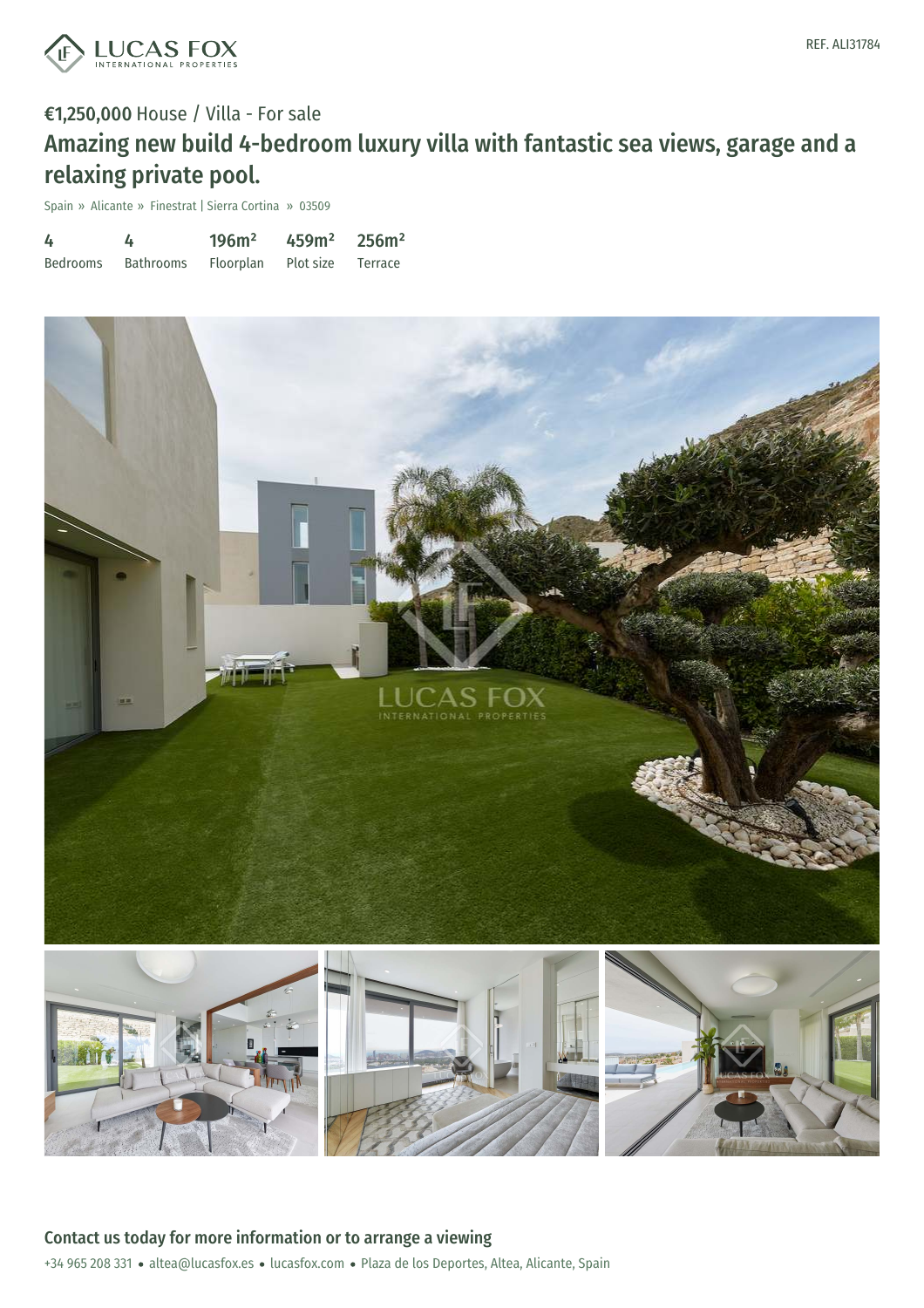REF. ALI31784

€1,250,000 House / Villa - For sale

# Amazing new build 4-bedroom luxury villa with fantastic sea views, garage and a relaxing private pool.

Spain » Alicante » Finestrat | Sierra Cortina » 03509

| 4 | 4 | 196m² | 459m² | 256m² |
|---|---|---|---|---|
| Bedrooms | Bathrooms | Floorplan | Plot size | Terrace |

## Contact us today for more information or to arrange a viewing

+34 965 208 331 • altea@lucasfox.es • lucasfox.com • Plaza de los Deportes, Altea, Alicante, Spain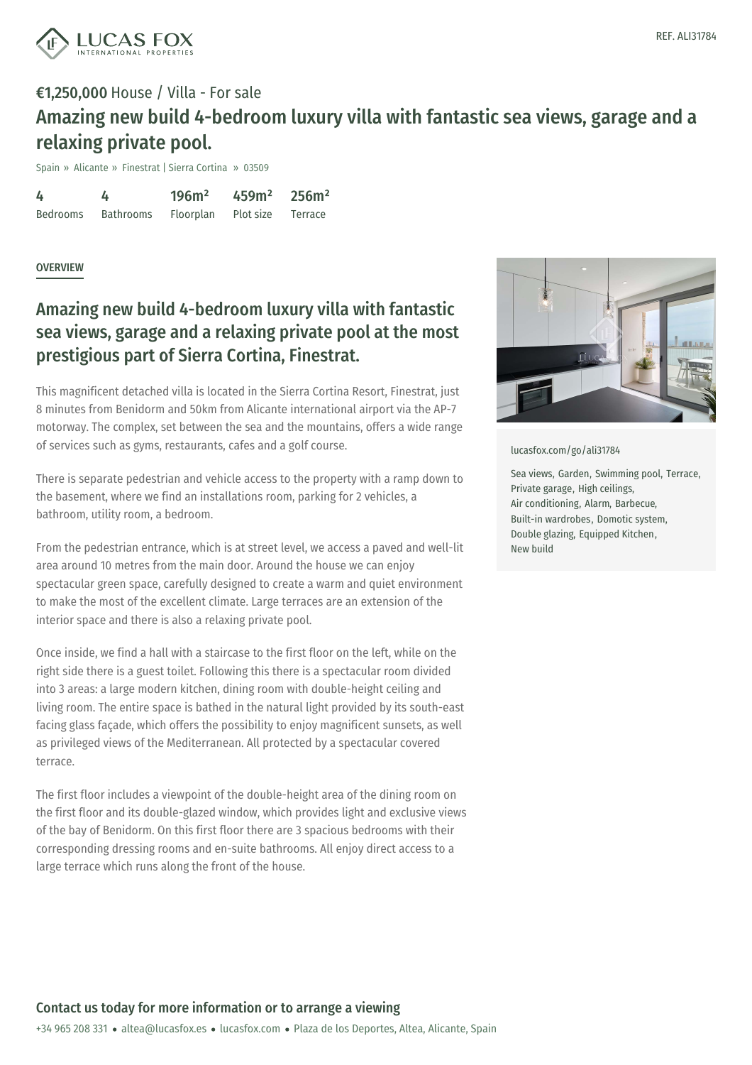REF. ALI31784

**€1,250,000** House / Villa - For sale

# Amazing new build 4-bedroom luxury villa with fantastic sea views, garage and a relaxing private pool.

Spain » Alicante » Finestrat | Sierra Cortina » 03509

| 4 | 4 | 196m² | 459m² | 256m² |
|---|---|---|---|---|
| Bedrooms | Bathrooms | Floorplan | Plot size | Terrace |

## OVERVIEW

## Amazing new build 4-bedroom luxury villa with fantastic sea views, garage and a relaxing private pool at the most prestigious part of Sierra Cortina, Finestrat.

This magnificent detached villa is located in the Sierra Cortina Resort, Finestrat, just 8 minutes from Benidorm and 50km from Alicante international airport via the AP-7 motorway. The complex, set between the sea and the mountains, offers a wide range of services such as gyms, restaurants, cafes and a golf course.

There is separate pedestrian and vehicle access to the property with a ramp down to the basement, where we find an installations room, parking for 2 vehicles, a bathroom, utility room, a bedroom.

From the pedestrian entrance, which is at street level, we access a paved and well-lit area around 10 metres from the main door. Around the house we can enjoy spectacular green space, carefully designed to create a warm and quiet environment to make the most of the excellent climate. Large terraces are an extension of the interior space and there is also a relaxing private pool.

Once inside, we find a hall with a staircase to the first floor on the left, while on the right side there is a guest toilet. Following this there is a spectacular room divided into 3 areas: a large modern kitchen, dining room with double-height ceiling and living room. The entire space is bathed in the natural light provided by its south-east facing glass façade, which offers the possibility to enjoy magnificent sunsets, as well as privileged views of the Mediterranean. All protected by a spectacular covered terrace.

The first floor includes a viewpoint of the double-height area of the dining room on the first floor and its double-glazed window, which provides light and exclusive views of the bay of Benidorm. On this first floor there are 3 spacious bedrooms with their corresponding dressing rooms and en-suite bathrooms. All enjoy direct access to a large terrace which runs along the front of the house.

lucasfox.com/go/ali31784

Sea views, Garden, Swimming pool, Terrace, Private garage, High ceilings, Air conditioning, Alarm, Barbecue, Built-in wardrobes, Domotic system, Double glazing, Equipped Kitchen, New build

**Contact us today for more information or to arrange a viewing**

+34 965 208 331 • altea@lucasfox.es • lucasfox.com • Plaza de los Deportes, Altea, Alicante, Spain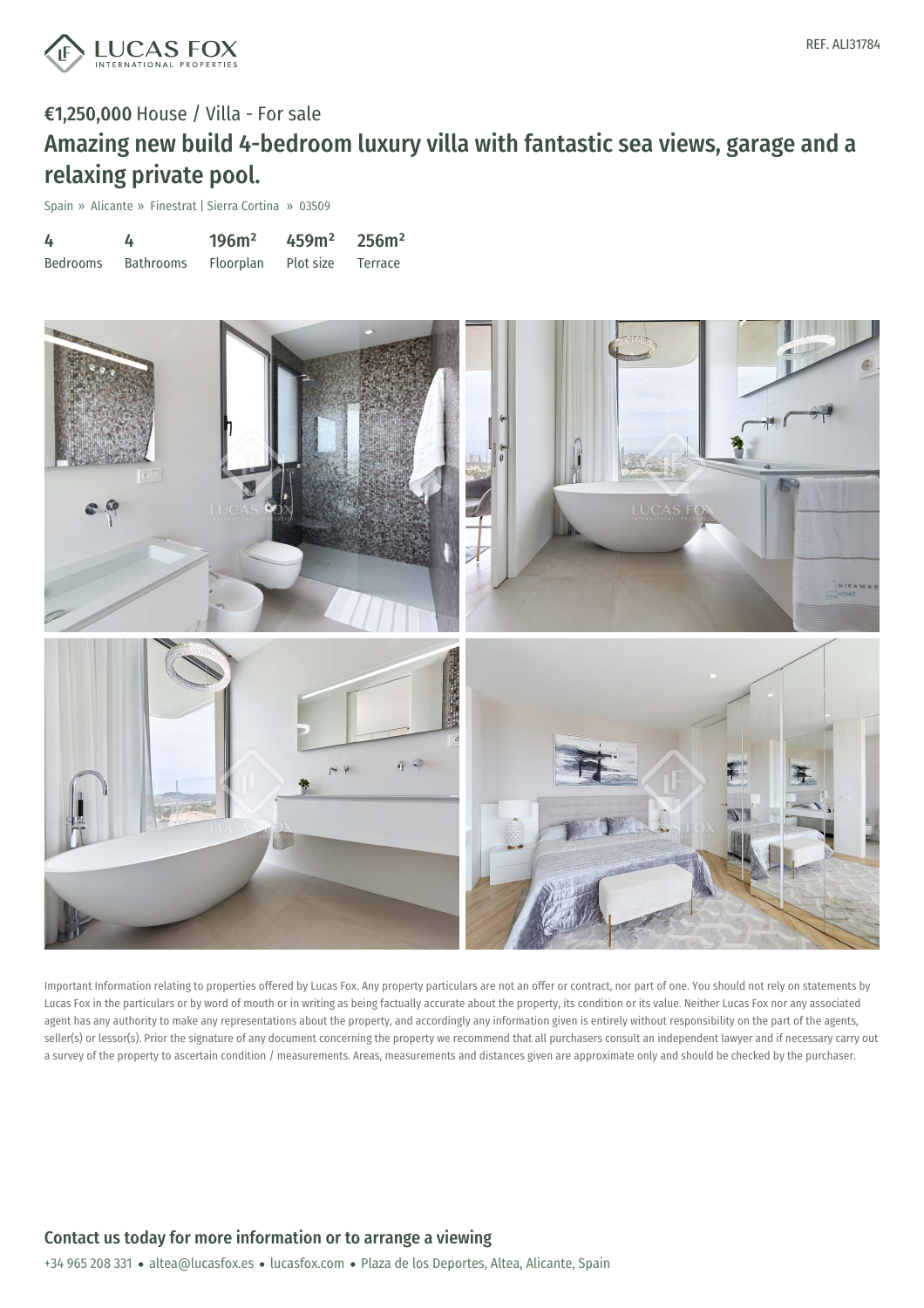REF. ALI31784

**€1,250,000** House / Villa - For sale

# Amazing new build 4-bedroom luxury villa with fantastic sea views, garage and a relaxing private pool.

Spain » Alicante » Finestrat | Sierra Cortina » 03509

| 4 | 4 | 196m² | 459m² | 256m² |
|---|---|---|---|---|
| Bedrooms | Bathrooms | Floorplan | Plot size | Terrace |

Important Information relating to properties offered by Lucas Fox. Any property particulars are not an offer or contract, nor part of one. You should not rely on statements by Lucas Fox in the particulars or by word of mouth or in writing as being factually accurate about the property, its condition or its value. Neither Lucas Fox nor any associated agent has any authority to make any representations about the property, and accordingly any information given is entirely without responsibility on the part of the agents, seller(s) or lessor(s). Prior the signature of any document concerning the property we recommend that all purchasers consult an independent lawyer and if necessary carry out a survey of the property to ascertain condition / measurements. Areas, measurements and distances given are approximate only and should be checked by the purchaser.

## Contact us today for more information or to arrange a viewing

+34 965 208 331 • altea@lucasfox.es • lucasfox.com • Plaza de los Deportes, Altea, Alicante, Spain